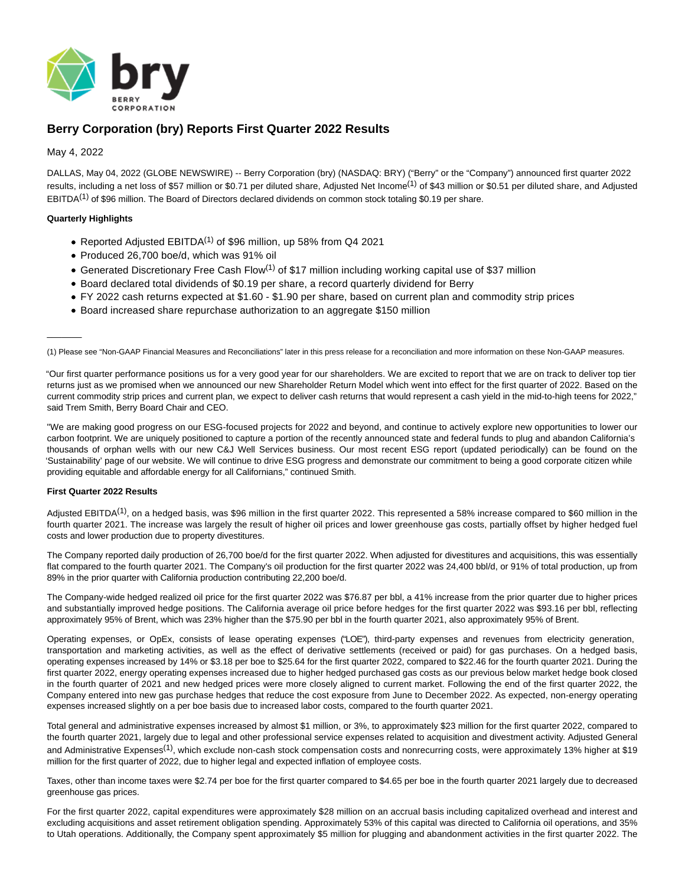# Berry Corporation (bry) Reports First Quarter 2022 Results

May 4, 2022

DALLAS, May 04, 2022 (GLOBE NEWSWIRE) -- Berry Corporation (bry) (NASDAQ: BRY) ("Berry" or the "Company") announced first quarter 2022 results, including a net loss of $57 million or $0.71 per diluted share, Adjusted Net Income[(1)] of $43 million or $0.51 per diluted share, and Adjusted EBITDA[(1)] of $96 million. The Board of Directors declared dividends on common stock totaling $0.19 per share.

**Quarterly Highlights**

- Reported Adjusted EBITDA[(1)] of $96 million, up 58% from Q4 2021
- Produced 26,700 boe/d, which was 91% oil
- Generated Discretionary Free Cash Flow[(1)] of $17 million including working capital use of $37 million
- Board declared total dividends of $0.19 per share, a record quarterly dividend for Berry
- FY 2022 cash returns expected at $1.60 - $1.90 per share, based on current plan and commodity strip prices
- Board increased share repurchase authorization to an aggregate $150 million

---

(1) Please see "Non-GAAP Financial Measures and Reconciliations" later in this press release for a reconciliation and more information on these Non-GAAP measures.

"Our first quarter performance positions us for a very good year for our shareholders. We are excited to report that we are on track to deliver top tier returns just as we promised when we announced our new Shareholder Return Model which went into effect for the first quarter of 2022. Based on the current commodity strip prices and current plan, we expect to deliver cash returns that would represent a cash yield in the mid-to-high teens for 2022," said Trem Smith, Berry Board Chair and CEO.

"We are making good progress on our ESG-focused projects for 2022 and beyond, and continue to actively explore new opportunities to lower our carbon footprint. We are uniquely positioned to capture a portion of the recently announced state and federal funds to plug and abandon California's thousands of orphan wells with our new C&J Well Services business. Our most recent ESG report (updated periodically) can be found on the 'Sustainability' page of our website. We will continue to drive ESG progress and demonstrate our commitment to being a good corporate citizen while providing equitable and affordable energy for all Californians," continued Smith.

**First Quarter 2022 Results**

Adjusted EBITDA[(1)], on a hedged basis, was $96 million in the first quarter 2022. This represented a 58% increase compared to $60 million in the fourth quarter 2021. The increase was largely the result of higher oil prices and lower greenhouse gas costs, partially offset by higher hedged fuel costs and lower production due to property divestitures.

The Company reported daily production of 26,700 boe/d for the first quarter 2022. When adjusted for divestitures and acquisitions, this was essentially flat compared to the fourth quarter 2021. The Company's oil production for the first quarter 2022 was 24,400 bbl/d, or 91% of total production, up from 89% in the prior quarter with California production contributing 22,200 boe/d.

The Company-wide hedged realized oil price for the first quarter 2022 was $76.87 per bbl, a 41% increase from the prior quarter due to higher prices and substantially improved hedge positions. The California average oil price before hedges for the first quarter 2022 was $93.16 per bbl, reflecting approximately 95% of Brent, which was 23% higher than the $75.90 per bbl in the fourth quarter 2021, also approximately 95% of Brent.

Operating expenses, or OpEx, consists of lease operating expenses ("LOE"), third-party expenses and revenues from electricity generation, transportation and marketing activities, as well as the effect of derivative settlements (received or paid) for gas purchases. On a hedged basis, operating expenses increased by 14% or $3.18 per boe to $25.64 for the first quarter 2022, compared to $22.46 for the fourth quarter 2021. During the first quarter 2022, energy operating expenses increased due to higher hedged purchased gas costs as our previous below market hedge book closed in the fourth quarter of 2021 and new hedged prices were more closely aligned to current market. Following the end of the first quarter 2022, the Company entered into new gas purchase hedges that reduce the cost exposure from June to December 2022. As expected, non-energy operating expenses increased slightly on a per boe basis due to increased labor costs, compared to the fourth quarter 2021.

Total general and administrative expenses increased by almost $1 million, or 3%, to approximately $23 million for the first quarter 2022, compared to the fourth quarter 2021, largely due to legal and other professional service expenses related to acquisition and divestment activity. Adjusted General and Administrative Expenses[(1)], which exclude non-cash stock compensation costs and nonrecurring costs, were approximately 13% higher at $19 million for the first quarter of 2022, due to higher legal and expected inflation of employee costs.

Taxes, other than income taxes were $2.74 per boe for the first quarter compared to $4.65 per boe in the fourth quarter 2021 largely due to decreased greenhouse gas prices.

For the first quarter 2022, capital expenditures were approximately $28 million on an accrual basis including capitalized overhead and interest and excluding acquisitions and asset retirement obligation spending. Approximately 53% of this capital was directed to California oil operations, and 35% to Utah operations. Additionally, the Company spent approximately $5 million for plugging and abandonment activities in the first quarter 2022. The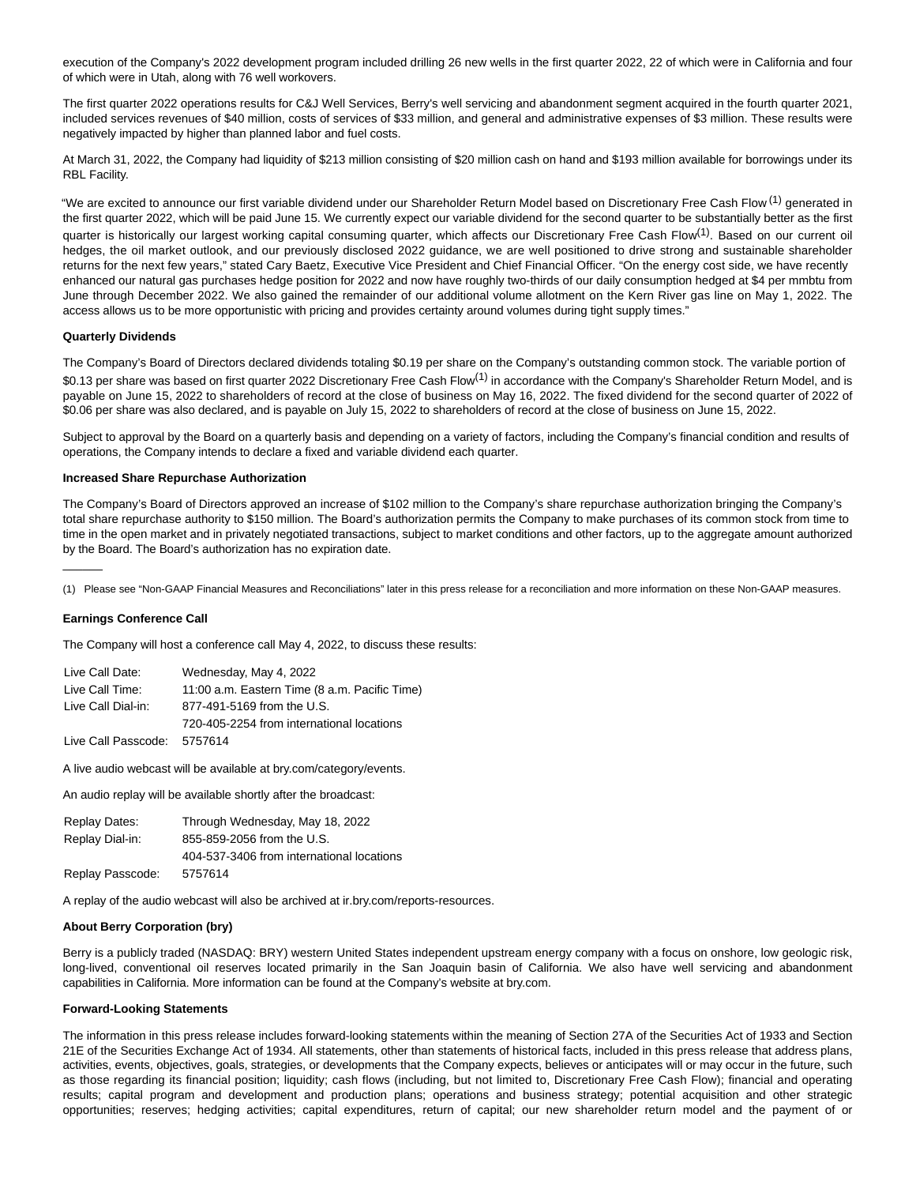execution of the Company's 2022 development program included drilling 26 new wells in the first quarter 2022, 22 of which were in California and four of which were in Utah, along with 76 well workovers.

The first quarter 2022 operations results for C&J Well Services, Berry's well servicing and abandonment segment acquired in the fourth quarter 2021, included services revenues of $40 million, costs of services of $33 million, and general and administrative expenses of $3 million. These results were negatively impacted by higher than planned labor and fuel costs.

At March 31, 2022, the Company had liquidity of $213 million consisting of $20 million cash on hand and $193 million available for borrowings under its RBL Facility.

"We are excited to announce our first variable dividend under our Shareholder Return Model based on Discretionary Free Cash Flow [(1)] generated in the first quarter 2022, which will be paid June 15. We currently expect our variable dividend for the second quarter to be substantially better as the first quarter is historically our largest working capital consuming quarter, which affects our Discretionary Free Cash Flow[(1)]. Based on our current oil hedges, the oil market outlook, and our previously disclosed 2022 guidance, we are well positioned to drive strong and sustainable shareholder returns for the next few years," stated Cary Baetz, Executive Vice President and Chief Financial Officer. "On the energy cost side, we have recently enhanced our natural gas purchases hedge position for 2022 and now have roughly two-thirds of our daily consumption hedged at $4 per mmbtu from June through December 2022. We also gained the remainder of our additional volume allotment on the Kern River gas line on May 1, 2022. The access allows us to be more opportunistic with pricing and provides certainty around volumes during tight supply times."

**Quarterly Dividends**

The Company's Board of Directors declared dividends totaling $0.19 per share on the Company's outstanding common stock. The variable portion of $0.13 per share was based on first quarter 2022 Discretionary Free Cash Flow[(1)] in accordance with the Company's Shareholder Return Model, and is payable on June 15, 2022 to shareholders of record at the close of business on May 16, 2022. The fixed dividend for the second quarter of 2022 of $0.06 per share was also declared, and is payable on July 15, 2022 to shareholders of record at the close of business on June 15, 2022.

Subject to approval by the Board on a quarterly basis and depending on a variety of factors, including the Company's financial condition and results of operations, the Company intends to declare a fixed and variable dividend each quarter.

**Increased Share Repurchase Authorization**

The Company's Board of Directors approved an increase of $102 million to the Company's share repurchase authorization bringing the Company's total share repurchase authority to $150 million. The Board's authorization permits the Company to make purchases of its common stock from time to time in the open market and in privately negotiated transactions, subject to market conditions and other factors, up to the aggregate amount authorized by the Board. The Board's authorization has no expiration date.

---

(1) Please see "Non-GAAP Financial Measures and Reconciliations" later in this press release for a reconciliation and more information on these Non-GAAP measures.

**Earnings Conference Call**

The Company will host a conference call May 4, 2022, to discuss these results:

| | |
|---|---|
| Live Call Date: | Wednesday, May 4, 2022 |
| Live Call Time: | 11:00 a.m. Eastern Time (8 a.m. Pacific Time) |
| Live Call Dial-in: | 877-491-5169 from the U.S. |
| | 720-405-2254 from international locations |
| Live Call Passcode: | 5757614 |

A live audio webcast will be available at bry.com/category/events.

An audio replay will be available shortly after the broadcast:

| | |
|---|---|
| Replay Dates: | Through Wednesday, May 18, 2022 |
| Replay Dial-in: | 855-859-2056 from the U.S. |
| | 404-537-3406 from international locations |
| Replay Passcode: | 5757614 |

A replay of the audio webcast will also be archived at ir.bry.com/reports-resources.

**About Berry Corporation (bry)**

Berry is a publicly traded (NASDAQ: BRY) western United States independent upstream energy company with a focus on onshore, low geologic risk, long-lived, conventional oil reserves located primarily in the San Joaquin basin of California. We also have well servicing and abandonment capabilities in California. More information can be found at the Company's website at bry.com.

**Forward-Looking Statements**

The information in this press release includes forward-looking statements within the meaning of Section 27A of the Securities Act of 1933 and Section 21E of the Securities Exchange Act of 1934. All statements, other than statements of historical facts, included in this press release that address plans, activities, events, objectives, goals, strategies, or developments that the Company expects, believes or anticipates will or may occur in the future, such as those regarding its financial position; liquidity; cash flows (including, but not limited to, Discretionary Free Cash Flow); financial and operating results; capital program and development and production plans; operations and business strategy; potential acquisition and other strategic opportunities; reserves; hedging activities; capital expenditures, return of capital; our new shareholder return model and the payment of or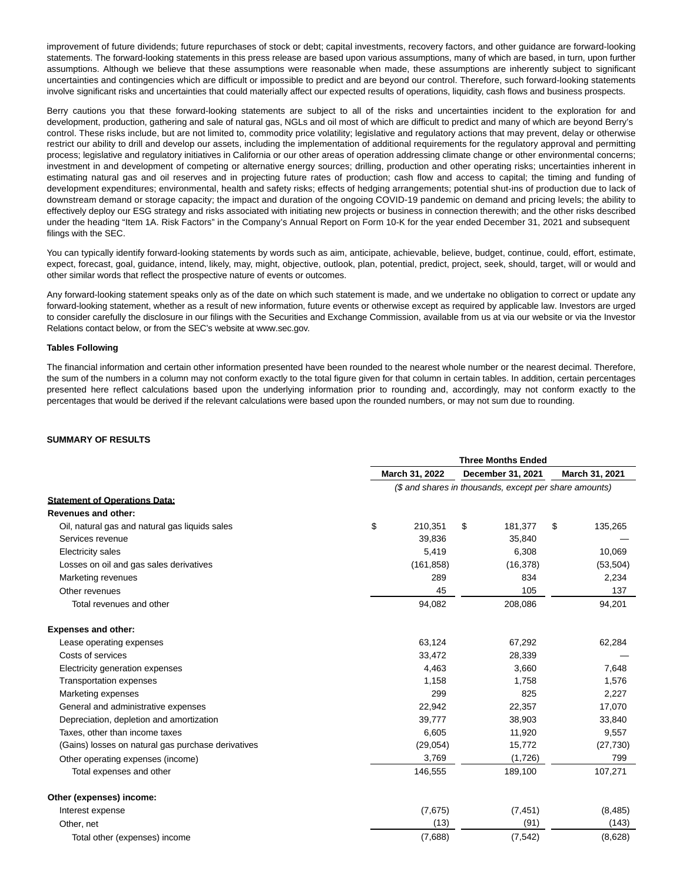improvement of future dividends; future repurchases of stock or debt; capital investments, recovery factors, and other guidance are forward-looking statements. The forward-looking statements in this press release are based upon various assumptions, many of which are based, in turn, upon further assumptions. Although we believe that these assumptions were reasonable when made, these assumptions are inherently subject to significant uncertainties and contingencies which are difficult or impossible to predict and are beyond our control. Therefore, such forward-looking statements involve significant risks and uncertainties that could materially affect our expected results of operations, liquidity, cash flows and business prospects.

Berry cautions you that these forward-looking statements are subject to all of the risks and uncertainties incident to the exploration for and development, production, gathering and sale of natural gas, NGLs and oil most of which are difficult to predict and many of which are beyond Berry's control. These risks include, but are not limited to, commodity price volatility; legislative and regulatory actions that may prevent, delay or otherwise restrict our ability to drill and develop our assets, including the implementation of additional requirements for the regulatory approval and permitting process; legislative and regulatory initiatives in California or our other areas of operation addressing climate change or other environmental concerns; investment in and development of competing or alternative energy sources; drilling, production and other operating risks; uncertainties inherent in estimating natural gas and oil reserves and in projecting future rates of production; cash flow and access to capital; the timing and funding of development expenditures; environmental, health and safety risks; effects of hedging arrangements; potential shut-ins of production due to lack of downstream demand or storage capacity; the impact and duration of the ongoing COVID-19 pandemic on demand and pricing levels; the ability to effectively deploy our ESG strategy and risks associated with initiating new projects or business in connection therewith; and the other risks described under the heading "Item 1A. Risk Factors" in the Company's Annual Report on Form 10-K for the year ended December 31, 2021 and subsequent filings with the SEC.

You can typically identify forward-looking statements by words such as aim, anticipate, achievable, believe, budget, continue, could, effort, estimate, expect, forecast, goal, guidance, intend, likely, may, might, objective, outlook, plan, potential, predict, project, seek, should, target, will or would and other similar words that reflect the prospective nature of events or outcomes.

Any forward-looking statement speaks only as of the date on which such statement is made, and we undertake no obligation to correct or update any forward-looking statement, whether as a result of new information, future events or otherwise except as required by applicable law. Investors are urged to consider carefully the disclosure in our filings with the Securities and Exchange Commission, available from us at via our website or via the Investor Relations contact below, or from the SEC's website at www.sec.gov.

**Tables Following**

The financial information and certain other information presented have been rounded to the nearest whole number or the nearest decimal. Therefore, the sum of the numbers in a column may not conform exactly to the total figure given for that column in certain tables. In addition, certain percentages presented here reflect calculations based upon the underlying information prior to rounding and, accordingly, may not conform exactly to the percentages that would be derived if the relevant calculations were based upon the rounded numbers, or may not sum due to rounding.

**SUMMARY OF RESULTS**

| | Three Months Ended | | |
|---|---|---|---|
| | March 31, 2022 | December 31, 2021 | March 31, 2021 |
| | *($ and shares in thousands, except per share amounts)* | | |
| **Statement of Operations Data:** | | | |
| **Revenues and other:** | | | |
| Oil, natural gas and natural gas liquids sales | $ 210,351 | $ 181,377 | $ 135,265 |
| Services revenue | 39,836 | 35,840 | — |
| Electricity sales | 5,419 | 6,308 | 10,069 |
| Losses on oil and gas sales derivatives | (161,858) | (16,378) | (53,504) |
| Marketing revenues | 289 | 834 | 2,234 |
| Other revenues | 45 | 105 | 137 |
| Total revenues and other | 94,082 | 208,086 | 94,201 |
| **Expenses and other:** | | | |
| Lease operating expenses | 63,124 | 67,292 | 62,284 |
| Costs of services | 33,472 | 28,339 | — |
| Electricity generation expenses | 4,463 | 3,660 | 7,648 |
| Transportation expenses | 1,158 | 1,758 | 1,576 |
| Marketing expenses | 299 | 825 | 2,227 |
| General and administrative expenses | 22,942 | 22,357 | 17,070 |
| Depreciation, depletion and amortization | 39,777 | 38,903 | 33,840 |
| Taxes, other than income taxes | 6,605 | 11,920 | 9,557 |
| (Gains) losses on natural gas purchase derivatives | (29,054) | 15,772 | (27,730) |
| Other operating expenses (income) | 3,769 | (1,726) | 799 |
| Total expenses and other | 146,555 | 189,100 | 107,271 |
| **Other (expenses) income:** | | | |
| Interest expense | (7,675) | (7,451) | (8,485) |
| Other, net | (13) | (91) | (143) |
| Total other (expenses) income | (7,688) | (7,542) | (8,628) |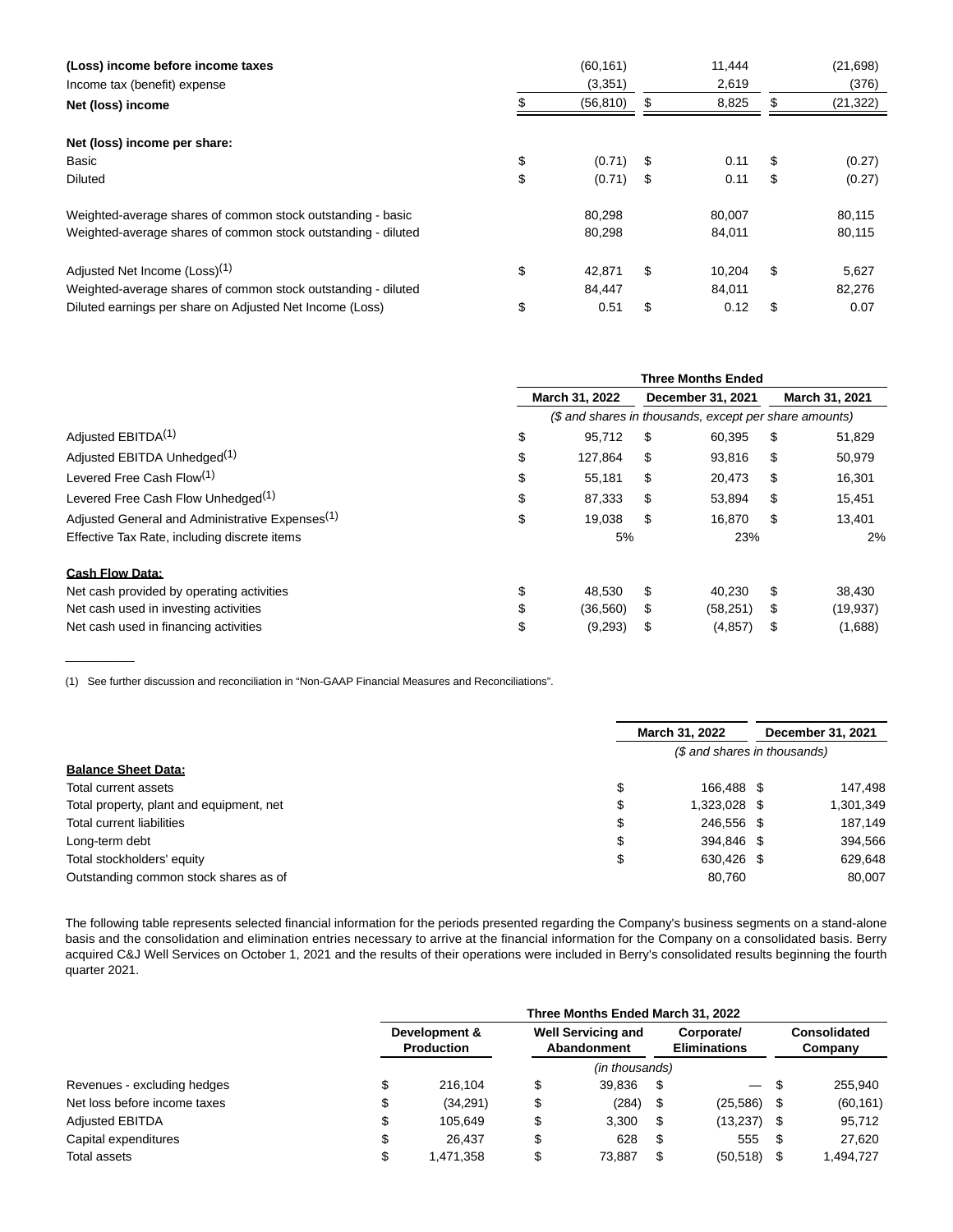| | March 31, 2022 | December 31, 2021 | March 31, 2021 |
|---|---|---|---|
| **(Loss) income before income taxes** | (60,161) | 11,444 | (21,698) |
| Income tax (benefit) expense | (3,351) | 2,619 | (376) |
| **Net (loss) income** | $ (56,810) | $ 8,825 | $ (21,322) |
| | | | |
| **Net (loss) income per share:** | | | |
| Basic | $ (0.71) | $ 0.11 | $ (0.27) |
| Diluted | $ (0.71) | $ 0.11 | $ (0.27) |
| | | | |
| Weighted-average shares of common stock outstanding - basic | 80,298 | 80,007 | 80,115 |
| Weighted-average shares of common stock outstanding - diluted | 80,298 | 84,011 | 80,115 |
| | | | |
| Adjusted Net Income (Loss)[1] | $ 42,871 | $ 10,204 | $ 5,627 |
| Weighted-average shares of common stock outstanding - diluted | 84,447 | 84,011 | 82,276 |
| Diluted earnings per share on Adjusted Net Income (Loss) | $ 0.51 | $ 0.12 | $ 0.07 |

| | Three Months Ended | | |
|---|---|---|---|
| | March 31, 2022 | December 31, 2021 | March 31, 2021 |
| | *($ and shares in thousands, except per share amounts)* | | |
| Adjusted EBITDA[1] | $ 95,712 | $ 60,395 | $ 51,829 |
| Adjusted EBITDA Unhedged[1] | $ 127,864 | $ 93,816 | $ 50,979 |
| Levered Free Cash Flow[1] | $ 55,181 | $ 20,473 | $ 16,301 |
| Levered Free Cash Flow Unhedged[1] | $ 87,333 | $ 53,894 | $ 15,451 |
| Adjusted General and Administrative Expenses[1] | $ 19,038 | $ 16,870 | $ 13,401 |
| Effective Tax Rate, including discrete items | 5% | 23% | 2% |
| | | | |
| **Cash Flow Data:** | | | |
| Net cash provided by operating activities | $ 48,530 | $ 40,230 | $ 38,430 |
| Net cash used in investing activities | $ (36,560) | $ (58,251) | $ (19,937) |
| Net cash used in financing activities | $ (9,293) | $ (4,857) | $ (1,688) |

(1) See further discussion and reconciliation in "Non-GAAP Financial Measures and Reconciliations".

| | March 31, 2022 | December 31, 2021 |
|---|---|---|
| | *($ and shares in thousands)* | |
| **Balance Sheet Data:** | | |
| Total current assets | $ 166,488 | $ 147,498 |
| Total property, plant and equipment, net | $ 1,323,028 | $ 1,301,349 |
| Total current liabilities | $ 246,556 | $ 187,149 |
| Long-term debt | $ 394,846 | $ 394,566 |
| Total stockholders' equity | $ 630,426 | $ 629,648 |
| Outstanding common stock shares as of | 80,760 | 80,007 |

The following table represents selected financial information for the periods presented regarding the Company's business segments on a stand-alone basis and the consolidation and elimination entries necessary to arrive at the financial information for the Company on a consolidated basis. Berry acquired C&J Well Services on October 1, 2021 and the results of their operations were included in Berry's consolidated results beginning the fourth quarter 2021.

| | Three Months Ended March 31, 2022 | | | |
|---|---|---|---|---|
| | Development & Production | Well Servicing and Abandonment | Corporate/ Eliminations | Consolidated Company |
| | *(in thousands)* | | | |
| Revenues - excluding hedges | $ 216,104 | $ 39,836 | $ — | $ 255,940 |
| Net loss before income taxes | $ (34,291) | $ (284) | $ (25,586) | $ (60,161) |
| Adjusted EBITDA | $ 105,649 | $ 3,300 | $ (13,237) | $ 95,712 |
| Capital expenditures | $ 26,437 | $ 628 | $ 555 | $ 27,620 |
| Total assets | $ 1,471,358 | $ 73,887 | $ (50,518) | $ 1,494,727 |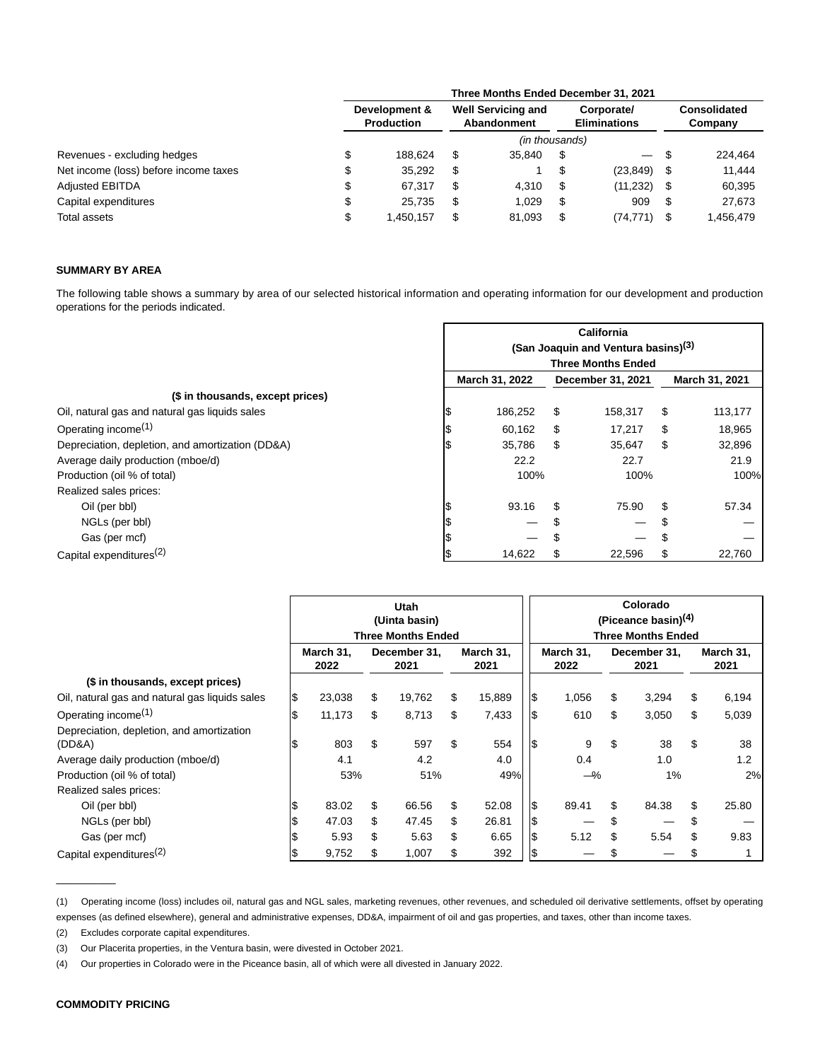| | Three Months Ended December 31, 2021 | | | |
|---|---|---|---|---|
| | Development & Production | Well Servicing and Abandonment | Corporate/ Eliminations | Consolidated Company |
| | *(in thousands)* | | | |
| Revenues - excluding hedges | $ 188,624 | $ 35,840 | $ — | $ 224,464 |
| Net income (loss) before income taxes | $ 35,292 | $ 1 | $ (23,849) | $ 11,444 |
| Adjusted EBITDA | $ 67,317 | $ 4,310 | $ (11,232) | $ 60,395 |
| Capital expenditures | $ 25,735 | $ 1,029 | $ 909 | $ 27,673 |
| Total assets | $ 1,450,157 | $ 81,093 | $ (74,771) | $ 1,456,479 |

**SUMMARY BY AREA**

The following table shows a summary by area of our selected historical information and operating information for our development and production operations for the periods indicated.

| | California (San Joaquin and Ventura basins)[3] Three Months Ended | | |
|---|---|---|---|
| | March 31, 2022 | December 31, 2021 | March 31, 2021 |
| **($ in thousands, except prices)** | | | |
| Oil, natural gas and natural gas liquids sales | $ 186,252 | $ 158,317 | $ 113,177 |
| Operating income[1] | $ 60,162 | $ 17,217 | $ 18,965 |
| Depreciation, depletion, and amortization (DD&A) | $ 35,786 | $ 35,647 | $ 32,896 |
| Average daily production (mboe/d) | 22.2 | 22.7 | 21.9 |
| Production (oil % of total) | 100% | 100% | 100% |
| Realized sales prices: | | | |
| Oil (per bbl) | $ 93.16 | $ 75.90 | $ 57.34 |
| NGLs (per bbl) | $ — | $ — | $ — |
| Gas (per mcf) | $ — | $ — | $ — |
| Capital expenditures[2] | $ 14,622 | $ 22,596 | $ 22,760 |

| | Utah (Uinta basin) Three Months Ended | | | Colorado (Piceance basin)[4] Three Months Ended | | |
|---|---|---|---|---|---|---|
| | March 31, 2022 | December 31, 2021 | March 31, 2021 | March 31, 2022 | December 31, 2021 | March 31, 2021 |
| **($ in thousands, except prices)** | | | | | | |
| Oil, natural gas and natural gas liquids sales | $ 23,038 | $ 19,762 | $ 15,889 | $ 1,056 | $ 3,294 | $ 6,194 |
| Operating income[1] | $ 11,173 | $ 8,713 | $ 7,433 | $ 610 | $ 3,050 | $ 5,039 |
| Depreciation, depletion, and amortization (DD&A) | $ 803 | $ 597 | $ 554 | $ 9 | $ 38 | $ 38 |
| Average daily production (mboe/d) | 4.1 | 4.2 | 4.0 | 0.4 | 1.0 | 1.2 |
| Production (oil % of total) | 53% | 51% | 49% | —% | 1% | 2% |
| Realized sales prices: | | | | | | |
| Oil (per bbl) | $ 83.02 | $ 66.56 | $ 52.08 | $ 89.41 | $ 84.38 | $ 25.80 |
| NGLs (per bbl) | $ 47.03 | $ 47.45 | $ 26.81 | $ — | $ — | $ — |
| Gas (per mcf) | $ 5.93 | $ 5.63 | $ 6.65 | $ 5.12 | $ 5.54 | $ 9.83 |
| Capital expenditures[2] | $ 9,752 | $ 1,007 | $ 392 | $ — | $ — | $ 1 |

(1) Operating income (loss) includes oil, natural gas and NGL sales, marketing revenues, other revenues, and scheduled oil derivative settlements, offset by operating expenses (as defined elsewhere), general and administrative expenses, DD&A, impairment of oil and gas properties, and taxes, other than income taxes.

(2) Excludes corporate capital expenditures.

(3) Our Placerita properties, in the Ventura basin, were divested in October 2021.

(4) Our properties in Colorado were in the Piceance basin, all of which were all divested in January 2022.

**COMMODITY PRICING**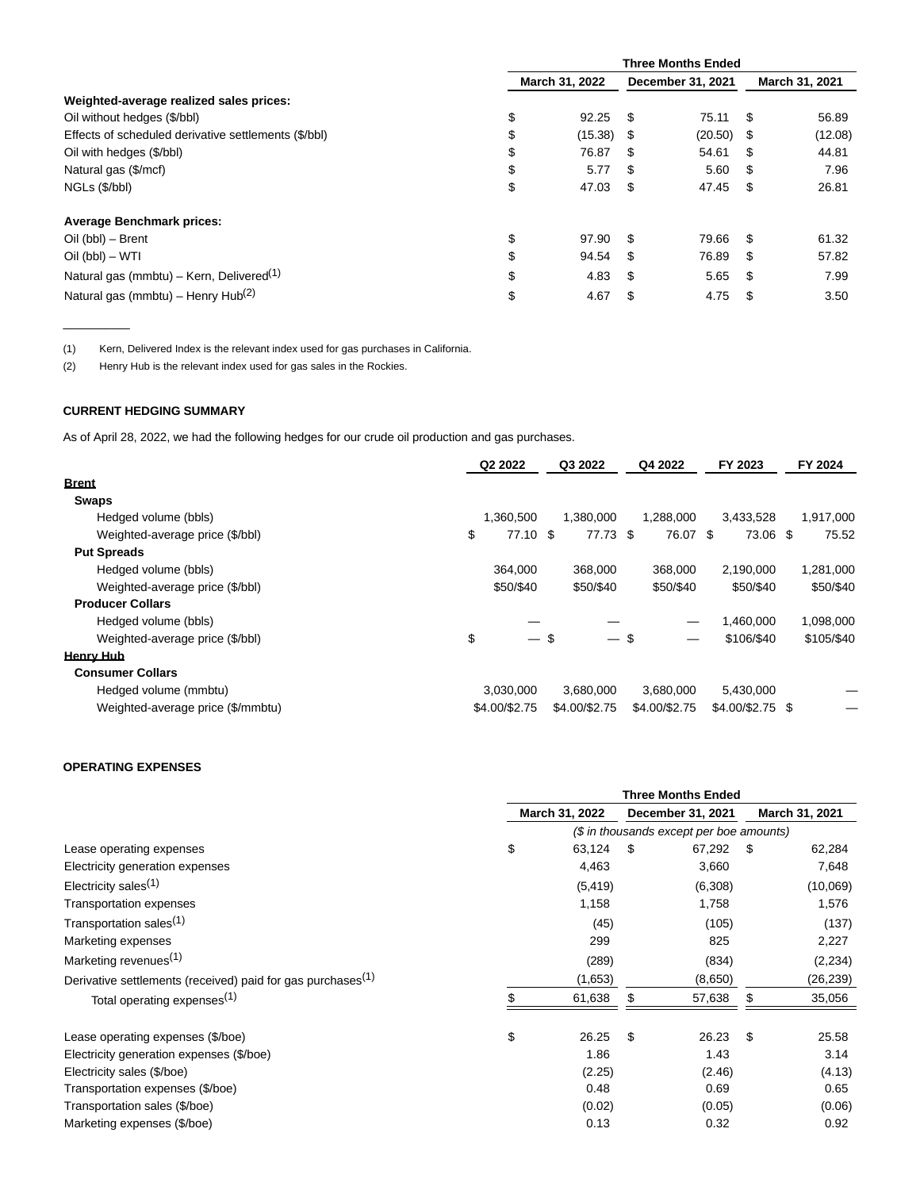| | Three Months Ended | | |
|---|---|---|---|
| | March 31, 2022 | December 31, 2021 | March 31, 2021 |
| **Weighted-average realized sales prices:** | | | |
| Oil without hedges ($/bbl) | $ 92.25 | $ 75.11 | $ 56.89 |
| Effects of scheduled derivative settlements ($/bbl) | $ (15.38) | $ (20.50) | $ (12.08) |
| Oil with hedges ($/bbl) | $ 76.87 | $ 54.61 | $ 44.81 |
| Natural gas ($/mcf) | $ 5.77 | $ 5.60 | $ 7.96 |
| NGLs ($/bbl) | $ 47.03 | $ 47.45 | $ 26.81 |
| | | | |
| **Average Benchmark prices:** | | | |
| Oil (bbl) – Brent | $ 97.90 | $ 79.66 | $ 61.32 |
| Oil (bbl) – WTI | $ 94.54 | $ 76.89 | $ 57.82 |
| Natural gas (mmbtu) – Kern, Delivered[1] | $ 4.83 | $ 5.65 | $ 7.99 |
| Natural gas (mmbtu) – Henry Hub[2] | $ 4.67 | $ 4.75 | $ 3.50 |

(1) Kern, Delivered Index is the relevant index used for gas purchases in California.

(2) Henry Hub is the relevant index used for gas sales in the Rockies.

**CURRENT HEDGING SUMMARY**

As of April 28, 2022, we had the following hedges for our crude oil production and gas purchases.

| | Q2 2022 | Q3 2022 | Q4 2022 | FY 2023 | FY 2024 |
|---|---|---|---|---|---|
| **Brent** | | | | | |
| **Swaps** | | | | | |
| Hedged volume (bbls) | 1,360,500 | 1,380,000 | 1,288,000 | 3,433,528 | 1,917,000 |
| Weighted-average price ($/bbl) | $ 77.10 | $ 77.73 | $ 76.07 | $ 73.06 | $ 75.52 |
| **Put Spreads** | | | | | |
| Hedged volume (bbls) | 364,000 | 368,000 | 368,000 | 2,190,000 | 1,281,000 |
| Weighted-average price ($/bbl) | $50/$40 | $50/$40 | $50/$40 | $50/$40 | $50/$40 |
| **Producer Collars** | | | | | |
| Hedged volume (bbls) | — | — | — | 1,460,000 | 1,098,000 |
| Weighted-average price ($/bbl) | $ — | $ — | $ — | $106/$40 | $105/$40 |
| **Henry Hub** | | | | | |
| **Consumer Collars** | | | | | |
| Hedged volume (mmbtu) | 3,030,000 | 3,680,000 | 3,680,000 | 5,430,000 | — |
| Weighted-average price ($/mmbtu) | $4.00/$2.75 | $4.00/$2.75 | $4.00/$2.75 | $4.00/$2.75 | $ — |

**OPERATING EXPENSES**

| | Three Months Ended | | |
|---|---|---|---|
| | March 31, 2022 | December 31, 2021 | March 31, 2021 |
| | *($ in thousands except per boe amounts)* | | |
| Lease operating expenses | $ 63,124 | $ 67,292 | $ 62,284 |
| Electricity generation expenses | 4,463 | 3,660 | 7,648 |
| Electricity sales[1] | (5,419) | (6,308) | (10,069) |
| Transportation expenses | 1,158 | 1,758 | 1,576 |
| Transportation sales[1] | (45) | (105) | (137) |
| Marketing expenses | 299 | 825 | 2,227 |
| Marketing revenues[1] | (289) | (834) | (2,234) |
| Derivative settlements (received) paid for gas purchases[1] | (1,653) | (8,650) | (26,239) |
| Total operating expenses[1] | $ 61,638 | $ 57,638 | $ 35,056 |
| | | | |
| Lease operating expenses ($/boe) | $ 26.25 | $ 26.23 | $ 25.58 |
| Electricity generation expenses ($/boe) | 1.86 | 1.43 | 3.14 |
| Electricity sales ($/boe) | (2.25) | (2.46) | (4.13) |
| Transportation expenses ($/boe) | 0.48 | 0.69 | 0.65 |
| Transportation sales ($/boe) | (0.02) | (0.05) | (0.06) |
| Marketing expenses ($/boe) | 0.13 | 0.32 | 0.92 |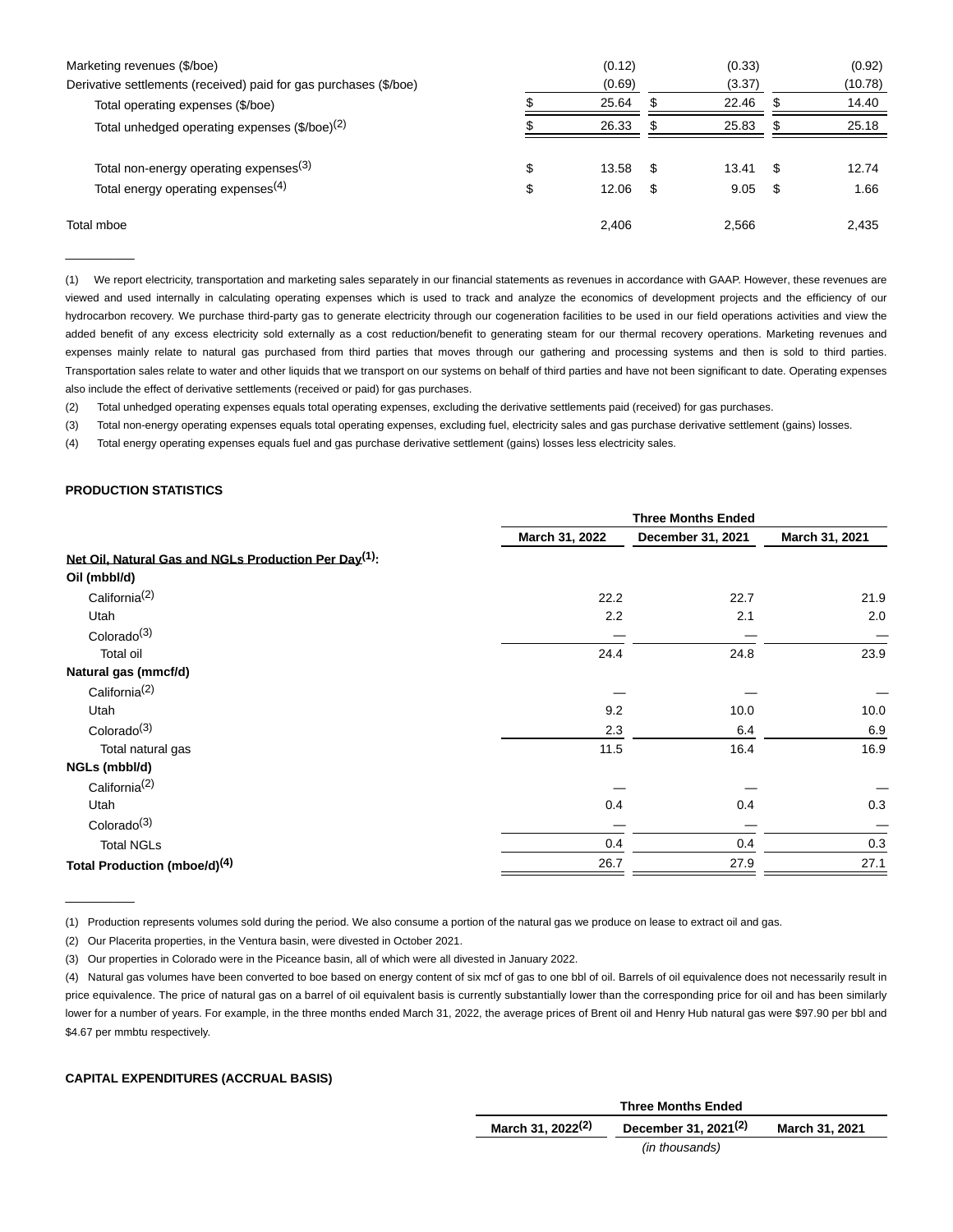| | | | |
|---|---|---|---|
| Marketing revenues ($/boe) | (0.12) | (0.33) | (0.92) |
| Derivative settlements (received) paid for gas purchases ($/boe) | (0.69) | (3.37) | (10.78) |
| Total operating expenses ($/boe) | $ 25.64 | $ 22.46 | $ 14.40 |
| Total unhedged operating expenses ($/boe)[2] | $ 26.33 | $ 25.83 | $ 25.18 |
| | | | |
| Total non-energy operating expenses[3] | $ 13.58 | $ 13.41 | $ 12.74 |
| Total energy operating expenses[4] | $ 12.06 | $ 9.05 | $ 1.66 |
| | | | |
| Total mboe | 2,406 | 2,566 | 2,435 |

__________

(1) We report electricity, transportation and marketing sales separately in our financial statements as revenues in accordance with GAAP. However, these revenues are viewed and used internally in calculating operating expenses which is used to track and analyze the economics of development projects and the efficiency of our hydrocarbon recovery. We purchase third-party gas to generate electricity through our cogeneration facilities to be used in our field operations activities and view the added benefit of any excess electricity sold externally as a cost reduction/benefit to generating steam for our thermal recovery operations. Marketing revenues and expenses mainly relate to natural gas purchased from third parties that moves through our gathering and processing systems and then is sold to third parties. Transportation sales relate to water and other liquids that we transport on our systems on behalf of third parties and have not been significant to date. Operating expenses also include the effect of derivative settlements (received or paid) for gas purchases.

(2) Total unhedged operating expenses equals total operating expenses, excluding the derivative settlements paid (received) for gas purchases.

(3) Total non-energy operating expenses equals total operating expenses, excluding fuel, electricity sales and gas purchase derivative settlement (gains) losses.

(4) Total energy operating expenses equals fuel and gas purchase derivative settlement (gains) losses less electricity sales.

**PRODUCTION STATISTICS**

| | Three Months Ended | | |
|---|---|---|---|
| | March 31, 2022 | December 31, 2021 | March 31, 2021 |
| **Net Oil, Natural Gas and NGLs Production Per Day[1]:** | | | |
| **Oil (mbbl/d)** | | | |
| California[2] | 22.2 | 22.7 | 21.9 |
| Utah | 2.2 | 2.1 | 2.0 |
| Colorado[3] | — | — | — |
| Total oil | 24.4 | 24.8 | 23.9 |
| **Natural gas (mmcf/d)** | | | |
| California[2] | — | — | — |
| Utah | 9.2 | 10.0 | 10.0 |
| Colorado[3] | 2.3 | 6.4 | 6.9 |
| Total natural gas | 11.5 | 16.4 | 16.9 |
| **NGLs (mbbl/d)** | | | |
| California[2] | — | — | — |
| Utah | 0.4 | 0.4 | 0.3 |
| Colorado[3] | — | — | — |
| Total NGLs | 0.4 | 0.4 | 0.3 |
| **Total Production (mboe/d)[4]** | 26.7 | 27.9 | 27.1 |

__________

(1) Production represents volumes sold during the period. We also consume a portion of the natural gas we produce on lease to extract oil and gas.

(2) Our Placerita properties, in the Ventura basin, were divested in October 2021.

(3) Our properties in Colorado were in the Piceance basin, all of which were all divested in January 2022.

(4) Natural gas volumes have been converted to boe based on energy content of six mcf of gas to one bbl of oil. Barrels of oil equivalence does not necessarily result in price equivalence. The price of natural gas on a barrel of oil equivalent basis is currently substantially lower than the corresponding price for oil and has been similarly lower for a number of years. For example, in the three months ended March 31, 2022, the average prices of Brent oil and Henry Hub natural gas were $97.90 per bbl and $4.67 per mmbtu respectively.

**CAPITAL EXPENDITURES (ACCRUAL BASIS)**

| | Three Months Ended | | |
|---|---|---|---|
| | March 31, 2022[2] | December 31, 2021[2] | March 31, 2021 |
| | | *(in thousands)* | |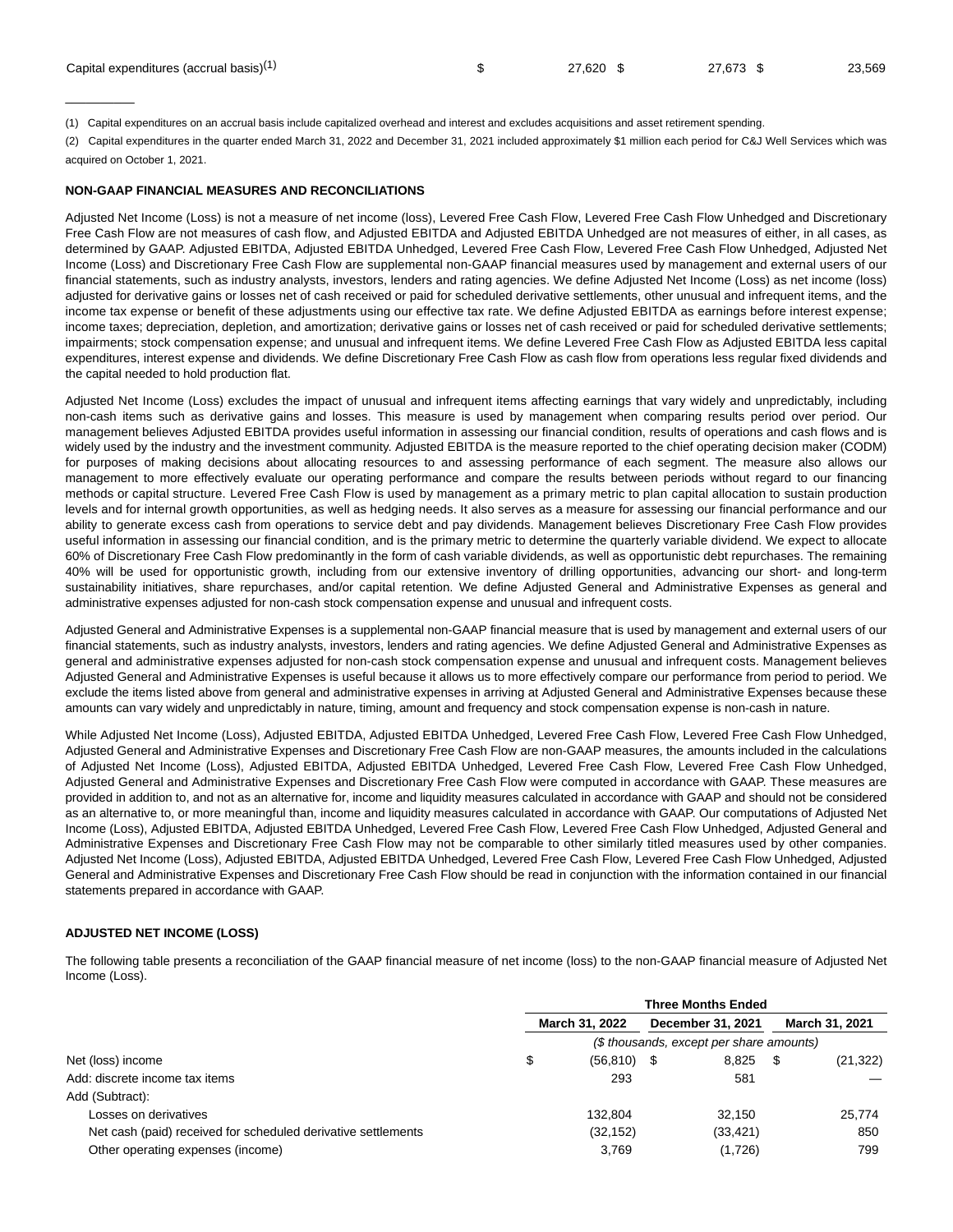| | | | |
|---|---|---|---|
| Capital expenditures (accrual basis)[1] | $ 27,620 | $ 27,673 | $ 23,569 |

(1) Capital expenditures on an accrual basis include capitalized overhead and interest and excludes acquisitions and asset retirement spending.

(2) Capital expenditures in the quarter ended March 31, 2022 and December 31, 2021 included approximately $1 million each period for C&J Well Services which was acquired on October 1, 2021.

**NON-GAAP FINANCIAL MEASURES AND RECONCILIATIONS**

Adjusted Net Income (Loss) is not a measure of net income (loss), Levered Free Cash Flow, Levered Free Cash Flow Unhedged and Discretionary Free Cash Flow are not measures of cash flow, and Adjusted EBITDA and Adjusted EBITDA Unhedged are not measures of either, in all cases, as determined by GAAP. Adjusted EBITDA, Adjusted EBITDA Unhedged, Levered Free Cash Flow, Levered Free Cash Flow Unhedged, Adjusted Net Income (Loss) and Discretionary Free Cash Flow are supplemental non-GAAP financial measures used by management and external users of our financial statements, such as industry analysts, investors, lenders and rating agencies. We define Adjusted Net Income (Loss) as net income (loss) adjusted for derivative gains or losses net of cash received or paid for scheduled derivative settlements, other unusual and infrequent items, and the income tax expense or benefit of these adjustments using our effective tax rate. We define Adjusted EBITDA as earnings before interest expense; income taxes; depreciation, depletion, and amortization; derivative gains or losses net of cash received or paid for scheduled derivative settlements; impairments; stock compensation expense; and unusual and infrequent items. We define Levered Free Cash Flow as Adjusted EBITDA less capital expenditures, interest expense and dividends. We define Discretionary Free Cash Flow as cash flow from operations less regular fixed dividends and the capital needed to hold production flat.

Adjusted Net Income (Loss) excludes the impact of unusual and infrequent items affecting earnings that vary widely and unpredictably, including non-cash items such as derivative gains and losses. This measure is used by management when comparing results period over period. Our management believes Adjusted EBITDA provides useful information in assessing our financial condition, results of operations and cash flows and is widely used by the industry and the investment community. Adjusted EBITDA is the measure reported to the chief operating decision maker (CODM) for purposes of making decisions about allocating resources to and assessing performance of each segment. The measure also allows our management to more effectively evaluate our operating performance and compare the results between periods without regard to our financing methods or capital structure. Levered Free Cash Flow is used by management as a primary metric to plan capital allocation to sustain production levels and for internal growth opportunities, as well as hedging needs. It also serves as a measure for assessing our financial performance and our ability to generate excess cash from operations to service debt and pay dividends. Management believes Discretionary Free Cash Flow provides useful information in assessing our financial condition, and is the primary metric to determine the quarterly variable dividend. We expect to allocate 60% of Discretionary Free Cash Flow predominantly in the form of cash variable dividends, as well as opportunistic debt repurchases. The remaining 40% will be used for opportunistic growth, including from our extensive inventory of drilling opportunities, advancing our short- and long-term sustainability initiatives, share repurchases, and/or capital retention. We define Adjusted General and Administrative Expenses as general and administrative expenses adjusted for non-cash stock compensation expense and unusual and infrequent costs.

Adjusted General and Administrative Expenses is a supplemental non-GAAP financial measure that is used by management and external users of our financial statements, such as industry analysts, investors, lenders and rating agencies. We define Adjusted General and Administrative Expenses as general and administrative expenses adjusted for non-cash stock compensation expense and unusual and infrequent costs. Management believes Adjusted General and Administrative Expenses is useful because it allows us to more effectively compare our performance from period to period. We exclude the items listed above from general and administrative expenses in arriving at Adjusted General and Administrative Expenses because these amounts can vary widely and unpredictably in nature, timing, amount and frequency and stock compensation expense is non-cash in nature.

While Adjusted Net Income (Loss), Adjusted EBITDA, Adjusted EBITDA Unhedged, Levered Free Cash Flow, Levered Free Cash Flow Unhedged, Adjusted General and Administrative Expenses and Discretionary Free Cash Flow are non-GAAP measures, the amounts included in the calculations of Adjusted Net Income (Loss), Adjusted EBITDA, Adjusted EBITDA Unhedged, Levered Free Cash Flow, Levered Free Cash Flow Unhedged, Adjusted General and Administrative Expenses and Discretionary Free Cash Flow were computed in accordance with GAAP. These measures are provided in addition to, and not as an alternative for, income and liquidity measures calculated in accordance with GAAP and should not be considered as an alternative to, or more meaningful than, income and liquidity measures calculated in accordance with GAAP. Our computations of Adjusted Net Income (Loss), Adjusted EBITDA, Adjusted EBITDA Unhedged, Levered Free Cash Flow, Levered Free Cash Flow Unhedged, Adjusted General and Administrative Expenses and Discretionary Free Cash Flow may not be comparable to other similarly titled measures used by other companies. Adjusted Net Income (Loss), Adjusted EBITDA, Adjusted EBITDA Unhedged, Levered Free Cash Flow, Levered Free Cash Flow Unhedged, Adjusted General and Administrative Expenses and Discretionary Free Cash Flow should be read in conjunction with the information contained in our financial statements prepared in accordance with GAAP.

**ADJUSTED NET INCOME (LOSS)**

The following table presents a reconciliation of the GAAP financial measure of net income (loss) to the non-GAAP financial measure of Adjusted Net Income (Loss).

| | Three Months Ended | | |
|---|---|---|---|
| | **March 31, 2022** | **December 31, 2021** | **March 31, 2021** |
| | *($ thousands, except per share amounts)* | | |
| Net (loss) income | $ (56,810) | $ 8,825 | $ (21,322) |
| Add: discrete income tax items | 293 | 581 | — |
| Add (Subtract): | | | |
| Losses on derivatives | 132,804 | 32,150 | 25,774 |
| Net cash (paid) received for scheduled derivative settlements | (32,152) | (33,421) | 850 |
| Other operating expenses (income) | 3,769 | (1,726) | 799 |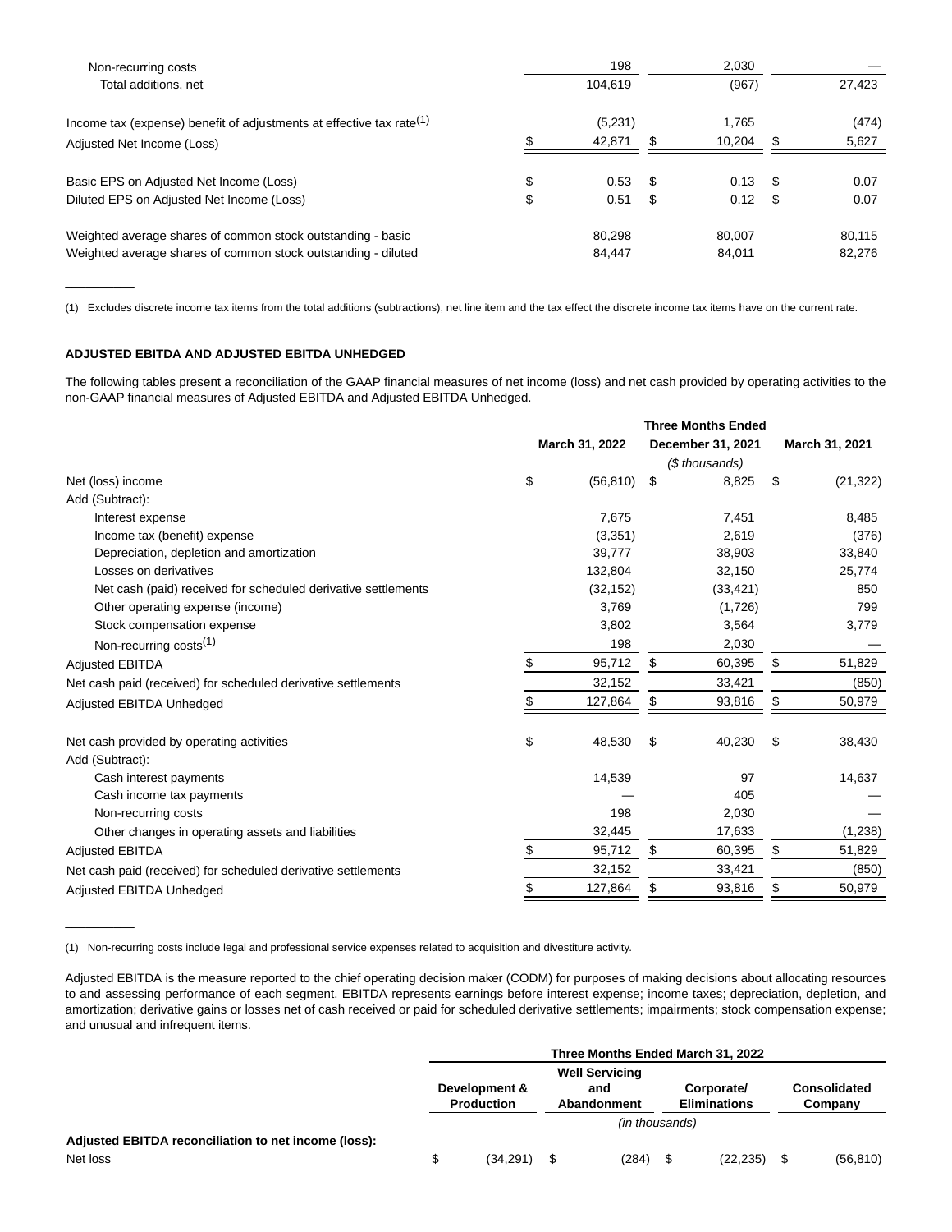| | | | |
|---|---|---|---|
| Non-recurring costs | 198 | 2,030 | — |
| Total additions, net | 104,619 | (967) | 27,423 |
| Income tax (expense) benefit of adjustments at effective tax rate[1] | (5,231) | 1,765 | (474) |
| Adjusted Net Income (Loss) | $ 42,871 | $ 10,204 | $ 5,627 |
| Basic EPS on Adjusted Net Income (Loss) | $ 0.53 | $ 0.13 | $ 0.07 |
| Diluted EPS on Adjusted Net Income (Loss) | $ 0.51 | $ 0.12 | $ 0.07 |
| Weighted average shares of common stock outstanding - basic | 80,298 | 80,007 | 80,115 |
| Weighted average shares of common stock outstanding - diluted | 84,447 | 84,011 | 82,276 |

(1) Excludes discrete income tax items from the total additions (subtractions), net line item and the tax effect the discrete income tax items have on the current rate.

**ADJUSTED EBITDA AND ADJUSTED EBITDA UNHEDGED**

The following tables present a reconciliation of the GAAP financial measures of net income (loss) and net cash provided by operating activities to the non-GAAP financial measures of Adjusted EBITDA and Adjusted EBITDA Unhedged.

| | Three Months Ended | | |
|---|---|---|---|
| | March 31, 2022 | December 31, 2021 | March 31, 2021 |
| | ($ thousands) | | |
| Net (loss) income | $ (56,810) | $ 8,825 | $ (21,322) |
| Add (Subtract): | | | |
| Interest expense | 7,675 | 7,451 | 8,485 |
| Income tax (benefit) expense | (3,351) | 2,619 | (376) |
| Depreciation, depletion and amortization | 39,777 | 38,903 | 33,840 |
| Losses on derivatives | 132,804 | 32,150 | 25,774 |
| Net cash (paid) received for scheduled derivative settlements | (32,152) | (33,421) | 850 |
| Other operating expense (income) | 3,769 | (1,726) | 799 |
| Stock compensation expense | 3,802 | 3,564 | 3,779 |
| Non-recurring costs[1] | 198 | 2,030 | — |
| Adjusted EBITDA | $ 95,712 | $ 60,395 | $ 51,829 |
| Net cash paid (received) for scheduled derivative settlements | 32,152 | 33,421 | (850) |
| Adjusted EBITDA Unhedged | $ 127,864 | $ 93,816 | $ 50,979 |
| | | | |
| Net cash provided by operating activities | $ 48,530 | $ 40,230 | $ 38,430 |
| Add (Subtract): | | | |
| Cash interest payments | 14,539 | 97 | 14,637 |
| Cash income tax payments | — | 405 | — |
| Non-recurring costs | 198 | 2,030 | — |
| Other changes in operating assets and liabilities | 32,445 | 17,633 | (1,238) |
| Adjusted EBITDA | $ 95,712 | $ 60,395 | $ 51,829 |
| Net cash paid (received) for scheduled derivative settlements | 32,152 | 33,421 | (850) |
| Adjusted EBITDA Unhedged | $ 127,864 | $ 93,816 | $ 50,979 |

(1) Non-recurring costs include legal and professional service expenses related to acquisition and divestiture activity.

Adjusted EBITDA is the measure reported to the chief operating decision maker (CODM) for purposes of making decisions about allocating resources to and assessing performance of each segment. EBITDA represents earnings before interest expense; income taxes; depreciation, depletion, and amortization; derivative gains or losses net of cash received or paid for scheduled derivative settlements; impairments; stock compensation expense; and unusual and infrequent items.

| | Three Months Ended March 31, 2022 | | | |
|---|---|---|---|---|
| | Development & Production | Well Servicing and Abandonment | Corporate/ Eliminations | Consolidated Company |
| | (in thousands) | | | |
| **Adjusted EBITDA reconciliation to net income (loss):** | | | | |
| Net loss | $ (34,291) | $ (284) | $ (22,235) | $ (56,810) |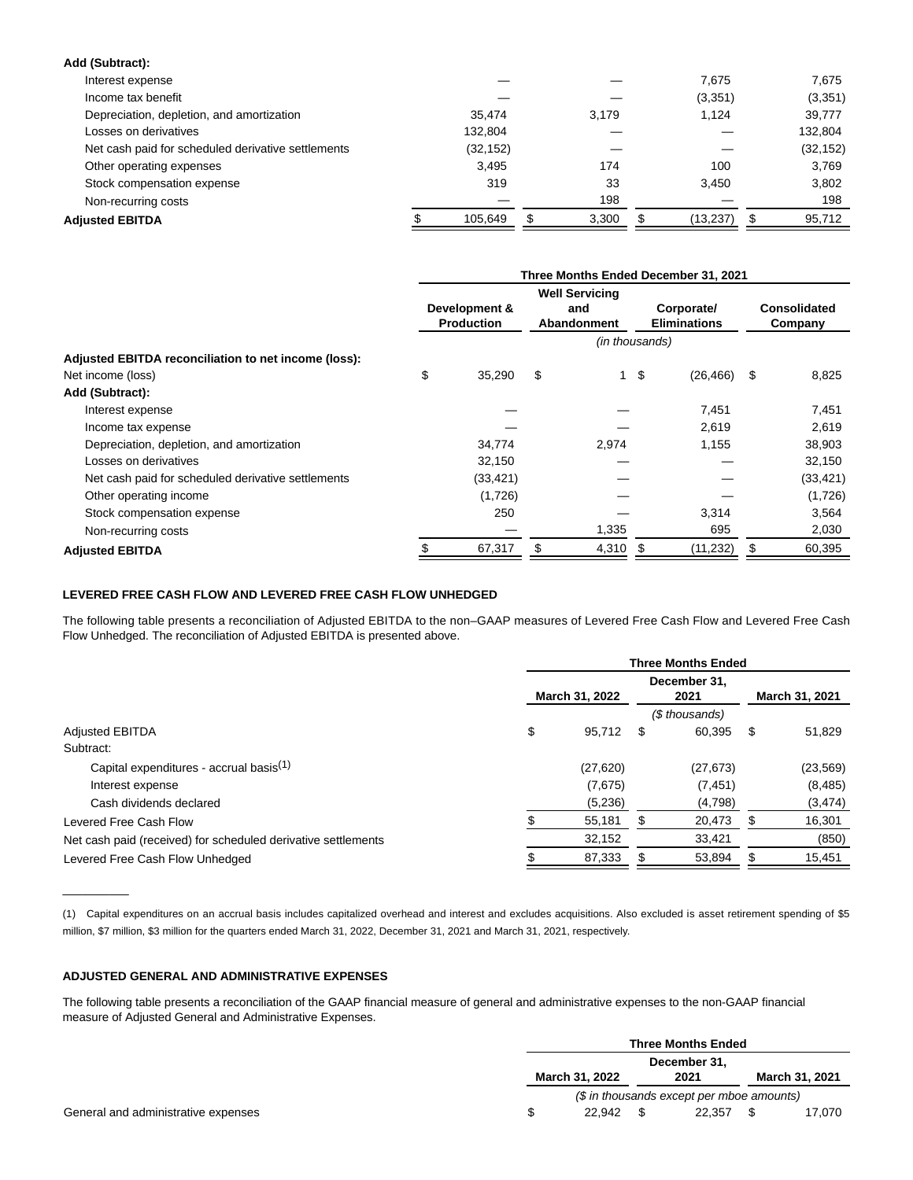| | Development & Production | Well Servicing and Abandonment | Corporate/ Eliminations | Consolidated Company |
|---|---|---|---|---|
| **Add (Subtract):** | | | | |
| Interest expense | — | — | 7,675 | 7,675 |
| Income tax benefit | — | — | (3,351) | (3,351) |
| Depreciation, depletion, and amortization | 35,474 | 3,179 | 1,124 | 39,777 |
| Losses on derivatives | 132,804 | — | — | 132,804 |
| Net cash paid for scheduled derivative settlements | (32,152) | — | — | (32,152) |
| Other operating expenses | 3,495 | 174 | 100 | 3,769 |
| Stock compensation expense | 319 | 33 | 3,450 | 3,802 |
| Non-recurring costs | — | 198 | — | 198 |
| **Adjusted EBITDA** | $ 105,649 | $ 3,300 | $ (13,237) | $ 95,712 |

| | Three Months Ended December 31, 2021 | | | |
|---|---|---|---|---|
| | Development & Production | Well Servicing and Abandonment | Corporate/ Eliminations | Consolidated Company |
| | *(in thousands)* | | | |
| **Adjusted EBITDA reconciliation to net income (loss):** | | | | |
| Net income (loss) | $ 35,290 | $ 1 | $ (26,466) | $ 8,825 |
| **Add (Subtract):** | | | | |
| Interest expense | — | — | 7,451 | 7,451 |
| Income tax expense | — | — | 2,619 | 2,619 |
| Depreciation, depletion, and amortization | 34,774 | 2,974 | 1,155 | 38,903 |
| Losses on derivatives | 32,150 | — | — | 32,150 |
| Net cash paid for scheduled derivative settlements | (33,421) | — | — | (33,421) |
| Other operating income | (1,726) | — | — | (1,726) |
| Stock compensation expense | 250 | — | 3,314 | 3,564 |
| Non-recurring costs | — | 1,335 | 695 | 2,030 |
| **Adjusted EBITDA** | $ 67,317 | $ 4,310 | $ (11,232) | $ 60,395 |

**LEVERED FREE CASH FLOW AND LEVERED FREE CASH FLOW UNHEDGED**

The following table presents a reconciliation of Adjusted EBITDA to the non–GAAP measures of Levered Free Cash Flow and Levered Free Cash Flow Unhedged. The reconciliation of Adjusted EBITDA is presented above.

| | Three Months Ended | | |
|---|---|---|---|
| | March 31, 2022 | December 31, 2021 | March 31, 2021 |
| | *($ thousands)* | | |
| Adjusted EBITDA | $ 95,712 | $ 60,395 | $ 51,829 |
| Subtract: | | | |
| Capital expenditures - accrual basis(1) | (27,620) | (27,673) | (23,569) |
| Interest expense | (7,675) | (7,451) | (8,485) |
| Cash dividends declared | (5,236) | (4,798) | (3,474) |
| Levered Free Cash Flow | $ 55,181 | $ 20,473 | $ 16,301 |
| Net cash paid (received) for scheduled derivative settlements | 32,152 | 33,421 | (850) |
| Levered Free Cash Flow Unhedged | $ 87,333 | $ 53,894 | $ 15,451 |

(1) Capital expenditures on an accrual basis includes capitalized overhead and interest and excludes acquisitions. Also excluded is asset retirement spending of $5 million, $7 million, $3 million for the quarters ended March 31, 2022, December 31, 2021 and March 31, 2021, respectively.

**ADJUSTED GENERAL AND ADMINISTRATIVE EXPENSES**

The following table presents a reconciliation of the GAAP financial measure of general and administrative expenses to the non-GAAP financial measure of Adjusted General and Administrative Expenses.

| | Three Months Ended | | |
|---|---|---|---|
| | March 31, 2022 | December 31, 2021 | March 31, 2021 |
| | *($ in thousands except per mboe amounts)* | | |
| General and administrative expenses | $ 22,942 | $ 22,357 | $ 17,070 |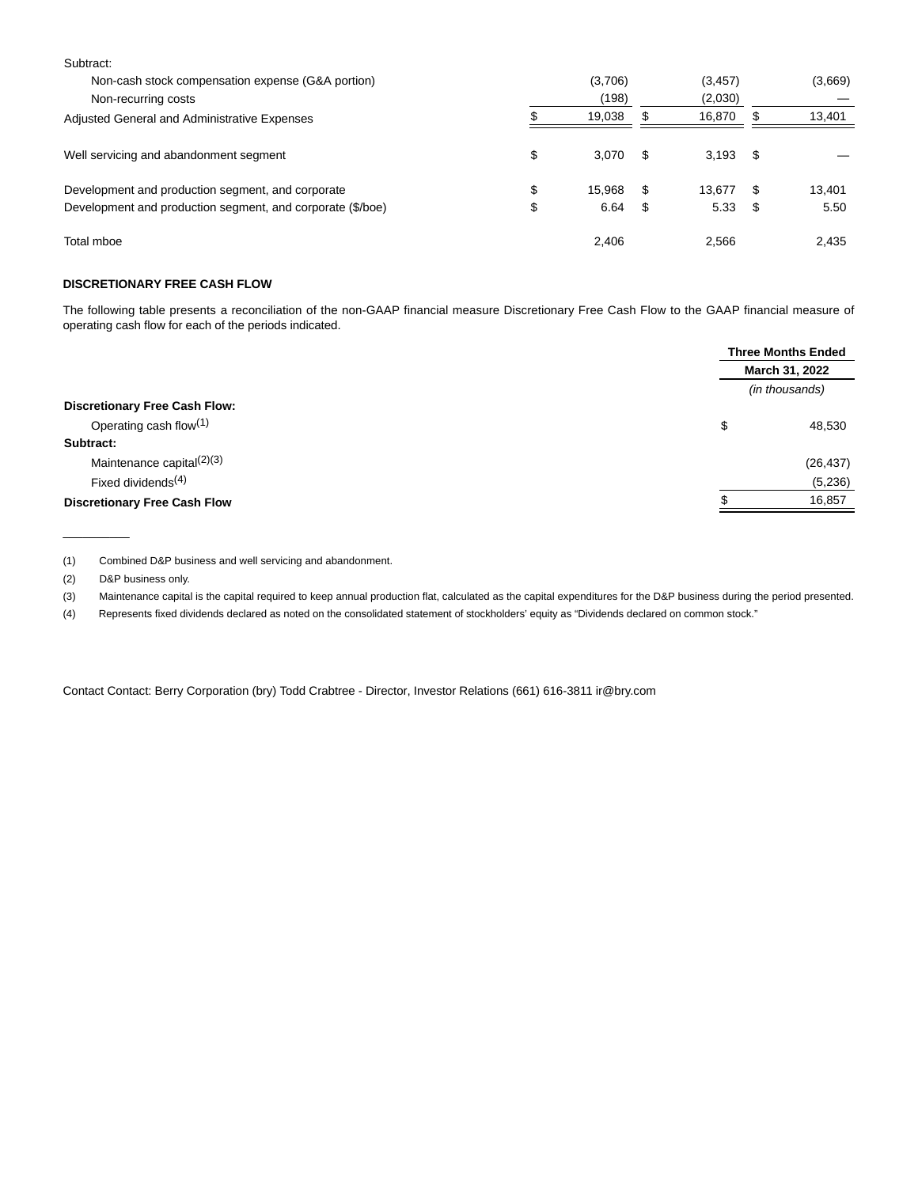| | | | |
|---|---|---|---|
| Subtract: | | | |
| Non-cash stock compensation expense (G&A portion) | (3,706) | (3,457) | (3,669) |
| Non-recurring costs | (198) | (2,030) | — |
| Adjusted General and Administrative Expenses | $ 19,038 | $ 16,870 | $ 13,401 |
| | | | |
| Well servicing and abandonment segment | $ 3,070 | $ 3,193 | $ — |
| | | | |
| Development and production segment, and corporate | $ 15,968 | $ 13,677 | $ 13,401 |
| Development and production segment, and corporate ($/boe) | $ 6.64 | $ 5.33 | $ 5.50 |
| | | | |
| Total mboe | 2,406 | 2,566 | 2,435 |

**DISCRETIONARY FREE CASH FLOW**

The following table presents a reconciliation of the non-GAAP financial measure Discretionary Free Cash Flow to the GAAP financial measure of operating cash flow for each of the periods indicated.

| | Three Months Ended March 31, 2022 |
|---|---|
| | *(in thousands)* |
| **Discretionary Free Cash Flow:** | |
| Operating cash flow(1) | $ 48,530 |
| **Subtract:** | |
| Maintenance capital(2)(3) | (26,437) |
| Fixed dividends(4) | (5,236) |
| **Discretionary Free Cash Flow** | $ 16,857 |

---

(1) Combined D&P business and well servicing and abandonment.

(2) D&P business only.

(3) Maintenance capital is the capital required to keep annual production flat, calculated as the capital expenditures for the D&P business during the period presented.

(4) Represents fixed dividends declared as noted on the consolidated statement of stockholders' equity as "Dividends declared on common stock."

Contact Contact: Berry Corporation (bry) Todd Crabtree - Director, Investor Relations (661) 616-3811 ir@bry.com